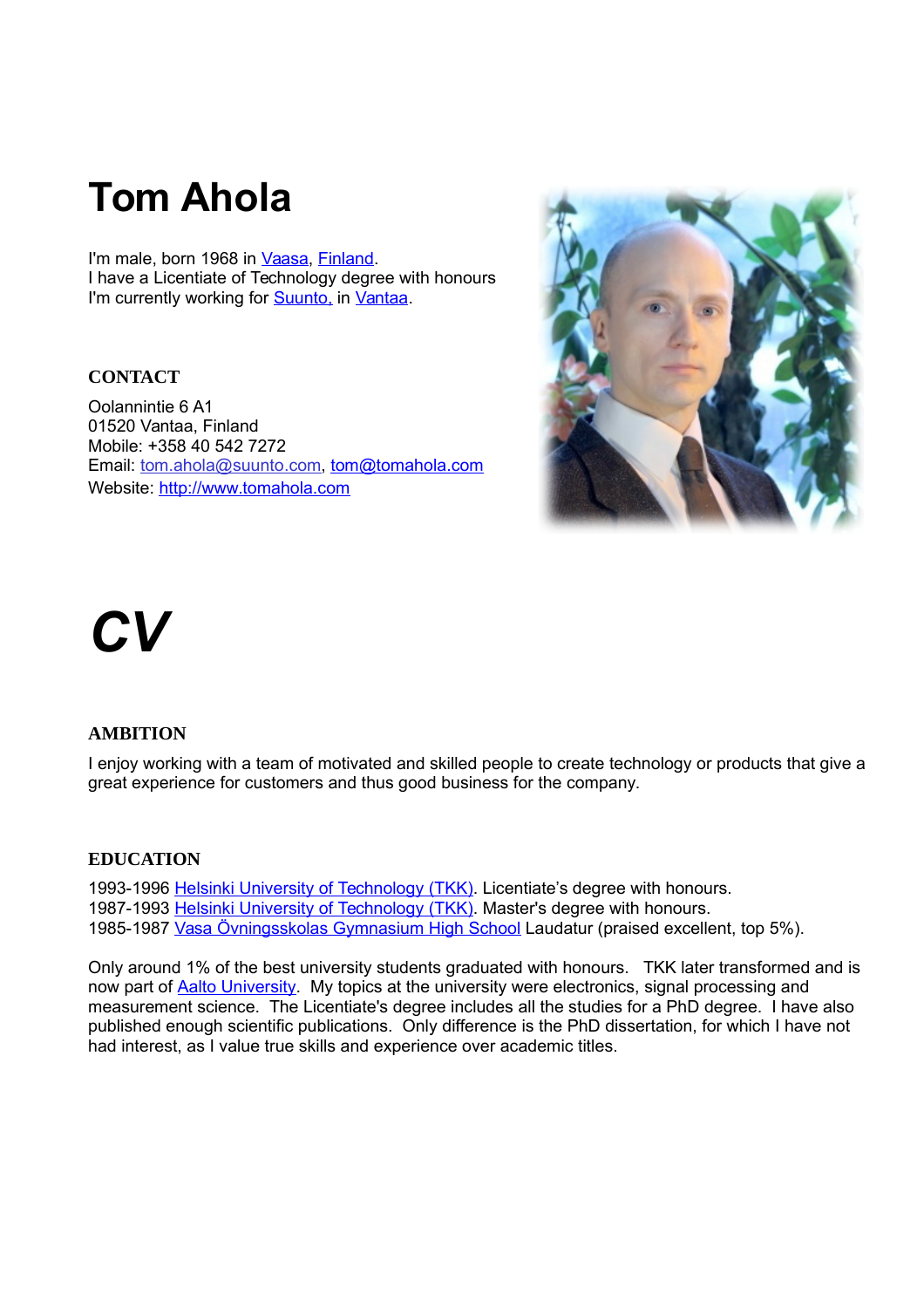# Tom Ahola

I'm male, born 1968 in Vaasa, Finland.
I have a Licentiate of Technology degree with honours
I'm currently working for Suunto, in Vantaa.

### CONTACT

Oolannintie 6 A1
01520 Vantaa, Finland
Mobile: +358 40 542 7272
Email: tom.ahola@suunto.com, tom@tomahola.com
Website: http://www.tomahola.com

# *CV*

### AMBITION

I enjoy working with a team of motivated and skilled people to create technology or products that give a great experience for customers and thus good business for the company.

### EDUCATION

1993-1996 Helsinki University of Technology (TKK). Licentiate's degree with honours.
1987-1993 Helsinki University of Technology (TKK). Master's degree with honours.
1985-1987 Vasa Övningsskolas Gymnasium High School Laudatur (praised excellent, top 5%).

Only around 1% of the best university students graduated with honours. TKK later transformed and is now part of Aalto University. My topics at the university were electronics, signal processing and measurement science. The Licentiate's degree includes all the studies for a PhD degree. I have also published enough scientific publications. Only difference is the PhD dissertation, for which I have not had interest, as I value true skills and experience over academic titles.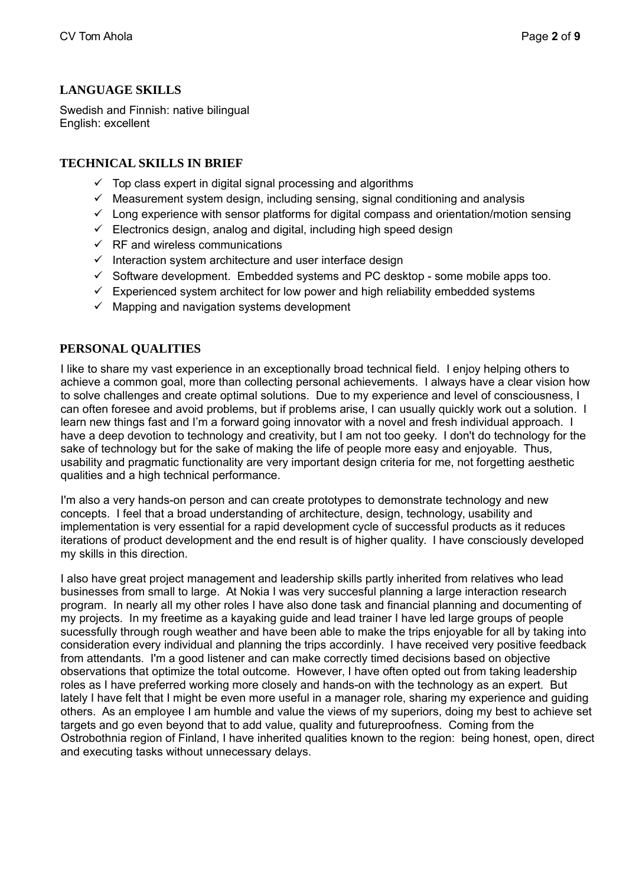## LANGUAGE SKILLS

Swedish and Finnish: native bilingual
English: excellent

## TECHNICAL SKILLS IN BRIEF

- ✓ Top class expert in digital signal processing and algorithms
- ✓ Measurement system design, including sensing, signal conditioning and analysis
- ✓ Long experience with sensor platforms for digital compass and orientation/motion sensing
- ✓ Electronics design, analog and digital, including high speed design
- ✓ RF and wireless communications
- ✓ Interaction system architecture and user interface design
- ✓ Software development. Embedded systems and PC desktop - some mobile apps too.
- ✓ Experienced system architect for low power and high reliability embedded systems
- ✓ Mapping and navigation systems development

## PERSONAL QUALITIES

I like to share my vast experience in an exceptionally broad technical field. I enjoy helping others to achieve a common goal, more than collecting personal achievements. I always have a clear vision how to solve challenges and create optimal solutions. Due to my experience and level of consciousness, I can often foresee and avoid problems, but if problems arise, I can usually quickly work out a solution. I learn new things fast and I'm a forward going innovator with a novel and fresh individual approach. I have a deep devotion to technology and creativity, but I am not too geeky. I don't do technology for the sake of technology but for the sake of making the life of people more easy and enjoyable. Thus, usability and pragmatic functionality are very important design criteria for me, not forgetting aesthetic qualities and a high technical performance.

I'm also a very hands-on person and can create prototypes to demonstrate technology and new concepts. I feel that a broad understanding of architecture, design, technology, usability and implementation is very essential for a rapid development cycle of successful products as it reduces iterations of product development and the end result is of higher quality. I have consciously developed my skills in this direction.

I also have great project management and leadership skills partly inherited from relatives who lead businesses from small to large. At Nokia I was very succesful planning a large interaction research program. In nearly all my other roles I have also done task and financial planning and documenting of my projects. In my freetime as a kayaking guide and lead trainer I have led large groups of people sucessfully through rough weather and have been able to make the trips enjoyable for all by taking into consideration every individual and planning the trips accordinly. I have received very positive feedback from attendants. I'm a good listener and can make correctly timed decisions based on objective observations that optimize the total outcome. However, I have often opted out from taking leadership roles as I have preferred working more closely and hands-on with the technology as an expert. But lately I have felt that I might be even more useful in a manager role, sharing my experience and guiding others. As an employee I am humble and value the views of my superiors, doing my best to achieve set targets and go even beyond that to add value, quality and futureproofness. Coming from the Ostrobothnia region of Finland, I have inherited qualities known to the region: being honest, open, direct and executing tasks without unnecessary delays.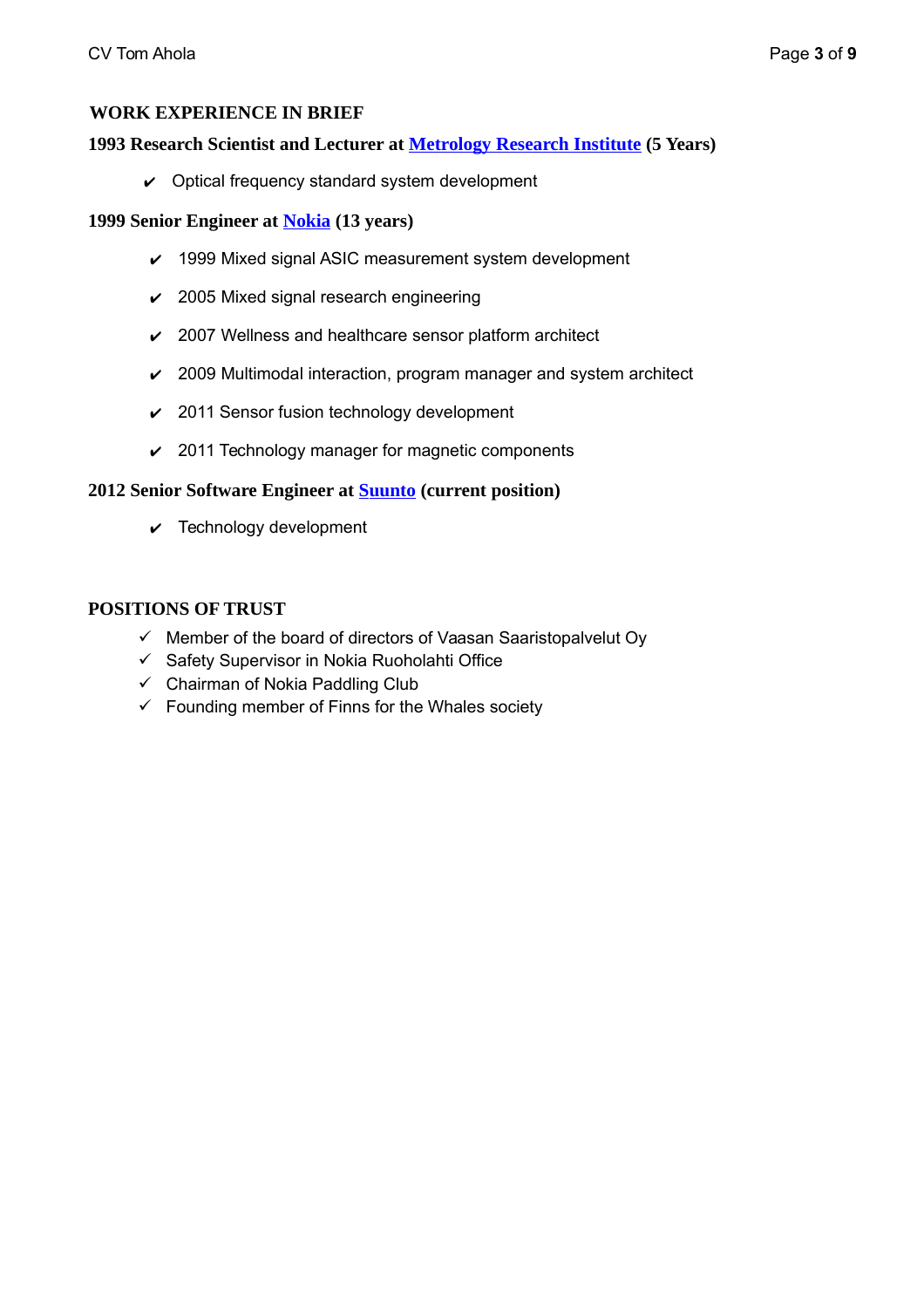## WORK EXPERIENCE IN BRIEF

**1993 Research Scientist and Lecturer at Metrology Research Institute (5 Years)**

- ✔ Optical frequency standard system development

**1999 Senior Engineer at Nokia (13 years)**

- ✔ 1999 Mixed signal ASIC measurement system development
- ✔ 2005 Mixed signal research engineering
- ✔ 2007 Wellness and healthcare sensor platform architect
- ✔ 2009 Multimodal interaction, program manager and system architect
- ✔ 2011 Sensor fusion technology development
- ✔ 2011 Technology manager for magnetic components

**2012 Senior Software Engineer at Suunto (current position)**

- ✔ Technology development

## POSITIONS OF TRUST

- ✓ Member of the board of directors of Vaasan Saaristopalvelut Oy
- ✓ Safety Supervisor in Nokia Ruoholahti Office
- ✓ Chairman of Nokia Paddling Club
- ✓ Founding member of Finns for the Whales society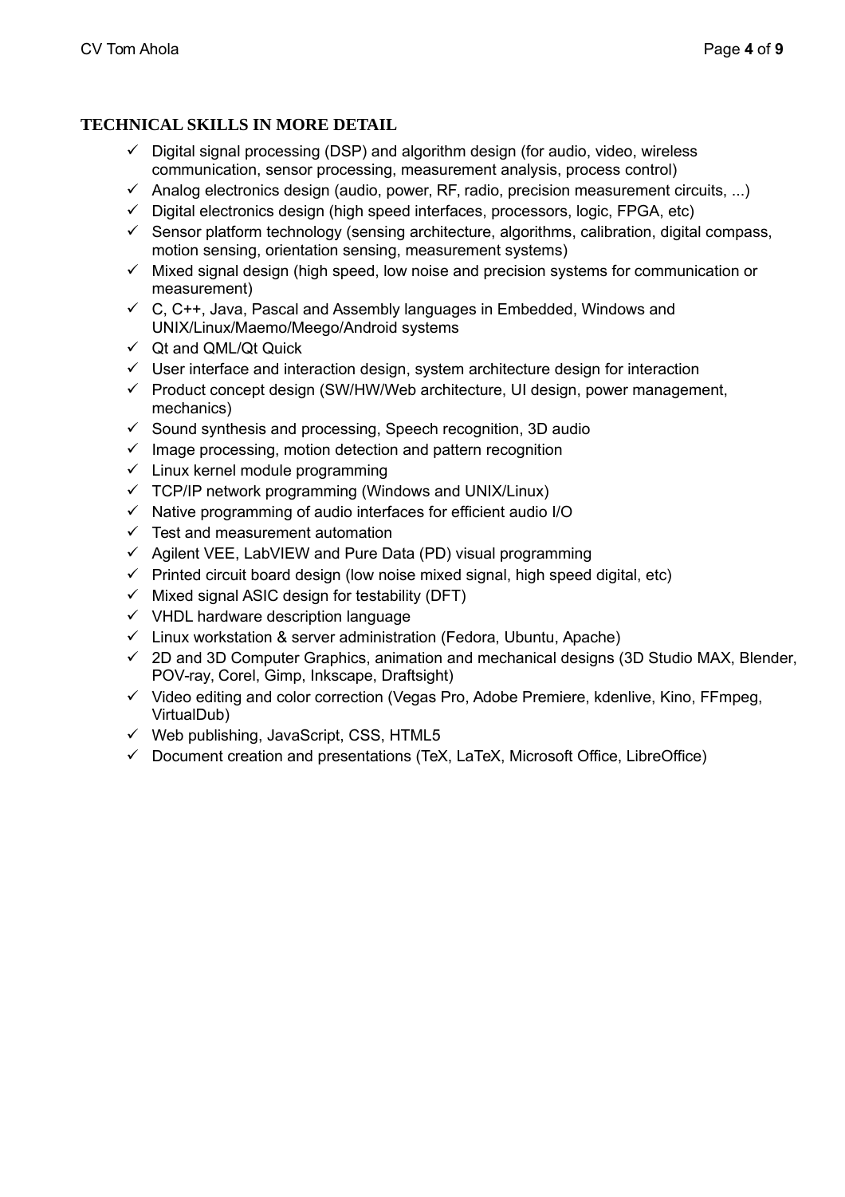## TECHNICAL SKILLS IN MORE DETAIL

- ✓ Digital signal processing (DSP) and algorithm design (for audio, video, wireless communication, sensor processing, measurement analysis, process control)
- ✓ Analog electronics design (audio, power, RF, radio, precision measurement circuits, ...)
- ✓ Digital electronics design (high speed interfaces, processors, logic, FPGA, etc)
- ✓ Sensor platform technology (sensing architecture, algorithms, calibration, digital compass, motion sensing, orientation sensing, measurement systems)
- ✓ Mixed signal design (high speed, low noise and precision systems for communication or measurement)
- ✓ C, C++, Java, Pascal and Assembly languages in Embedded, Windows and UNIX/Linux/Maemo/Meego/Android systems
- ✓ Qt and QML/Qt Quick
- ✓ User interface and interaction design, system architecture design for interaction
- ✓ Product concept design (SW/HW/Web architecture, UI design, power management, mechanics)
- ✓ Sound synthesis and processing, Speech recognition, 3D audio
- ✓ Image processing, motion detection and pattern recognition
- ✓ Linux kernel module programming
- ✓ TCP/IP network programming (Windows and UNIX/Linux)
- ✓ Native programming of audio interfaces for efficient audio I/O
- ✓ Test and measurement automation
- ✓ Agilent VEE, LabVIEW and Pure Data (PD) visual programming
- ✓ Printed circuit board design (low noise mixed signal, high speed digital, etc)
- ✓ Mixed signal ASIC design for testability (DFT)
- ✓ VHDL hardware description language
- ✓ Linux workstation & server administration (Fedora, Ubuntu, Apache)
- ✓ 2D and 3D Computer Graphics, animation and mechanical designs (3D Studio MAX, Blender, POV-ray, Corel, Gimp, Inkscape, Draftsight)
- ✓ Video editing and color correction (Vegas Pro, Adobe Premiere, kdenlive, Kino, FFmpeg, VirtualDub)
- ✓ Web publishing, JavaScript, CSS, HTML5
- ✓ Document creation and presentations (TeX, LaTeX, Microsoft Office, LibreOffice)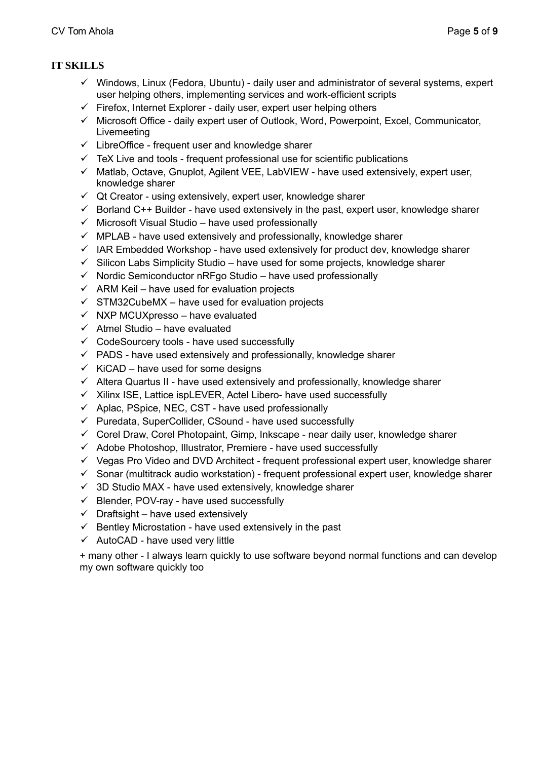## IT SKILLS

- ✓ Windows, Linux (Fedora, Ubuntu) - daily user and administrator of several systems, expert user helping others, implementing services and work-efficient scripts
- ✓ Firefox, Internet Explorer - daily user, expert user helping others
- ✓ Microsoft Office - daily expert user of Outlook, Word, Powerpoint, Excel, Communicator, Livemeeting
- ✓ LibreOffice - frequent user and knowledge sharer
- ✓ TeX Live and tools - frequent professional use for scientific publications
- ✓ Matlab, Octave, Gnuplot, Agilent VEE, LabVIEW - have used extensively, expert user, knowledge sharer
- ✓ Qt Creator - using extensively, expert user, knowledge sharer
- ✓ Borland C++ Builder - have used extensively in the past, expert user, knowledge sharer
- ✓ Microsoft Visual Studio – have used professionally
- ✓ MPLAB - have used extensively and professionally, knowledge sharer
- ✓ IAR Embedded Workshop - have used extensively for product dev, knowledge sharer
- ✓ Silicon Labs Simplicity Studio – have used for some projects, knowledge sharer
- ✓ Nordic Semiconductor nRFgo Studio – have used professionally
- ✓ ARM Keil – have used for evaluation projects
- ✓ STM32CubeMX – have used for evaluation projects
- ✓ NXP MCUXpresso – have evaluated
- ✓ Atmel Studio – have evaluated
- ✓ CodeSourcery tools - have used successfully
- ✓ PADS - have used extensively and professionally, knowledge sharer
- ✓ KiCAD – have used for some designs
- ✓ Altera Quartus II - have used extensively and professionally, knowledge sharer
- ✓ Xilinx ISE, Lattice ispLEVER, Actel Libero- have used successfully
- ✓ Aplac, PSpice, NEC, CST - have used professionally
- ✓ Puredata, SuperCollider, CSound - have used successfully
- ✓ Corel Draw, Corel Photopaint, Gimp, Inkscape - near daily user, knowledge sharer
- ✓ Adobe Photoshop, Illustrator, Premiere - have used successfully
- ✓ Vegas Pro Video and DVD Architect - frequent professional expert user, knowledge sharer
- ✓ Sonar (multitrack audio workstation) - frequent professional expert user, knowledge sharer
- ✓ 3D Studio MAX - have used extensively, knowledge sharer
- ✓ Blender, POV-ray - have used successfully
- ✓ Draftsight – have used extensively
- ✓ Bentley Microstation - have used extensively in the past
- ✓ AutoCAD - have used very little

+ many other - I always learn quickly to use software beyond normal functions and can develop my own software quickly too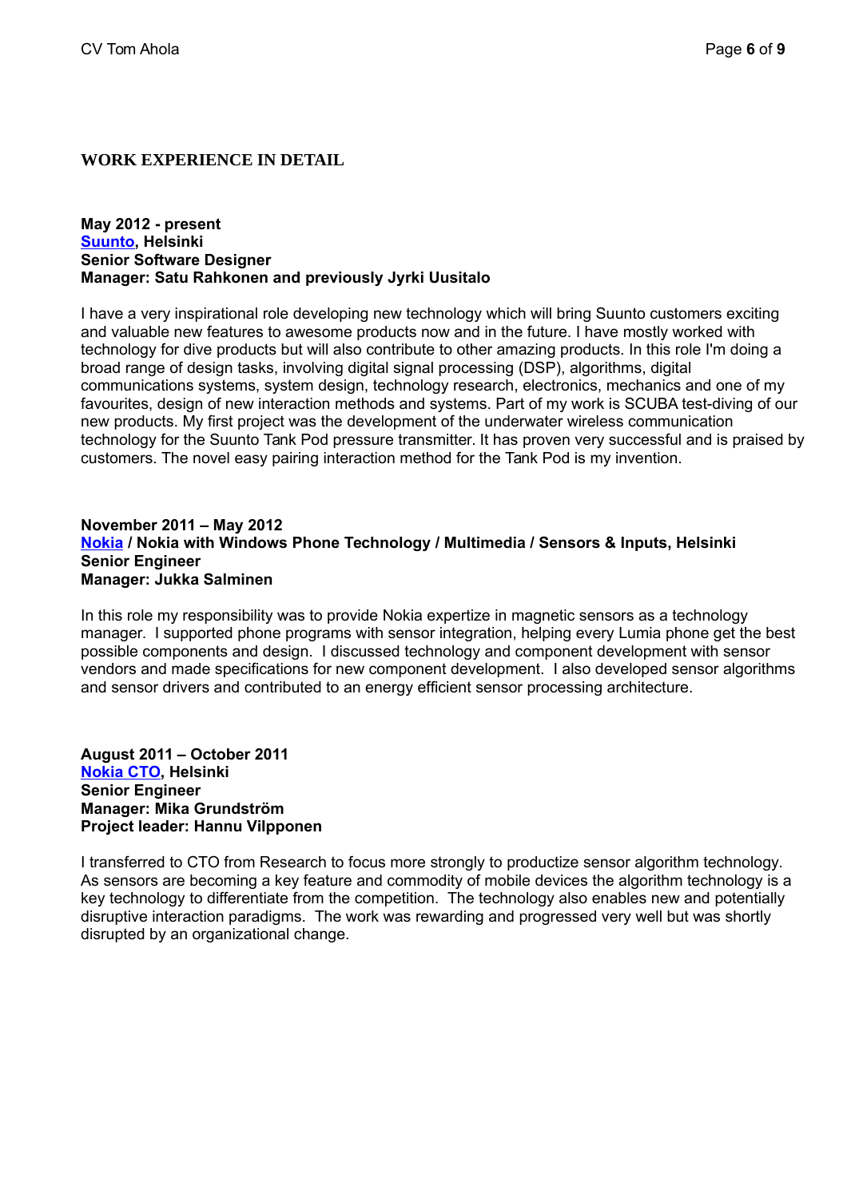## WORK EXPERIENCE IN DETAIL

**May 2012 - present**
**Suunto, Helsinki**
**Senior Software Designer**
**Manager: Satu Rahkonen and previously Jyrki Uusitalo**

I have a very inspirational role developing new technology which will bring Suunto customers exciting and valuable new features to awesome products now and in the future. I have mostly worked with technology for dive products but will also contribute to other amazing products. In this role I'm doing a broad range of design tasks, involving digital signal processing (DSP), algorithms, digital communications systems, system design, technology research, electronics, mechanics and one of my favourites, design of new interaction methods and systems. Part of my work is SCUBA test-diving of our new products. My first project was the development of the underwater wireless communication technology for the Suunto Tank Pod pressure transmitter. It has proven very successful and is praised by customers. The novel easy pairing interaction method for the Tank Pod is my invention.

**November 2011 – May 2012**
**Nokia / Nokia with Windows Phone Technology / Multimedia / Sensors & Inputs, Helsinki**
**Senior Engineer**
**Manager: Jukka Salminen**

In this role my responsibility was to provide Nokia expertize in magnetic sensors as a technology manager. I supported phone programs with sensor integration, helping every Lumia phone get the best possible components and design. I discussed technology and component development with sensor vendors and made specifications for new component development. I also developed sensor algorithms and sensor drivers and contributed to an energy efficient sensor processing architecture.

**August 2011 – October 2011**
**Nokia CTO, Helsinki**
**Senior Engineer**
**Manager: Mika Grundström**
**Project leader: Hannu Vilpponen**

I transferred to CTO from Research to focus more strongly to productize sensor algorithm technology. As sensors are becoming a key feature and commodity of mobile devices the algorithm technology is a key technology to differentiate from the competition. The technology also enables new and potentially disruptive interaction paradigms. The work was rewarding and progressed very well but was shortly disrupted by an organizational change.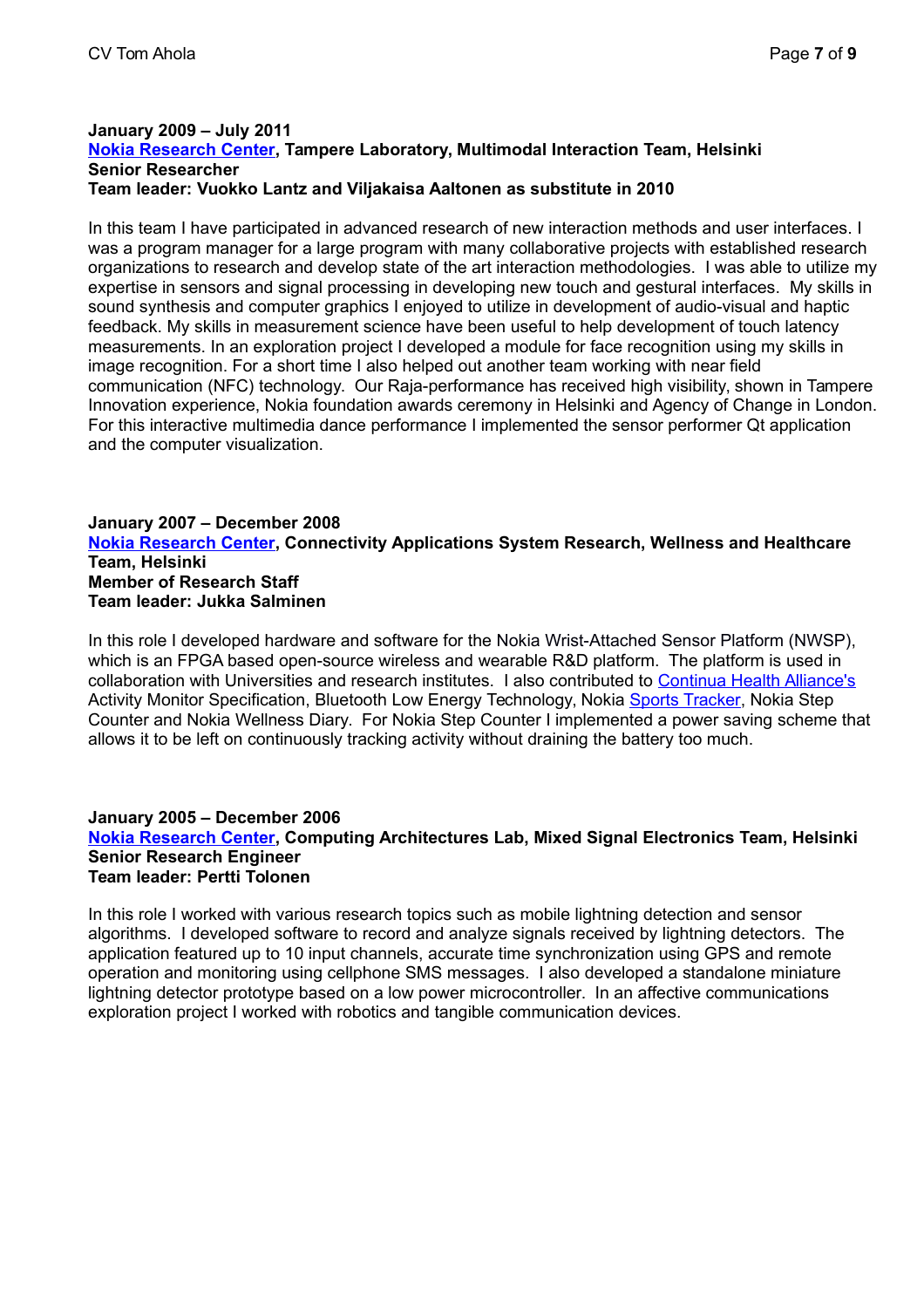**January 2009 – July 2011**
**Nokia Research Center, Tampere Laboratory, Multimodal Interaction Team, Helsinki**
**Senior Researcher**
**Team leader: Vuokko Lantz and Viljakaisa Aaltonen as substitute in 2010**

In this team I have participated in advanced research of new interaction methods and user interfaces. I was a program manager for a large program with many collaborative projects with established research organizations to research and develop state of the art interaction methodologies. I was able to utilize my expertise in sensors and signal processing in developing new touch and gestural interfaces. My skills in sound synthesis and computer graphics I enjoyed to utilize in development of audio-visual and haptic feedback. My skills in measurement science have been useful to help development of touch latency measurements. In an exploration project I developed a module for face recognition using my skills in image recognition. For a short time I also helped out another team working with near field communication (NFC) technology. Our Raja-performance has received high visibility, shown in Tampere Innovation experience, Nokia foundation awards ceremony in Helsinki and Agency of Change in London. For this interactive multimedia dance performance I implemented the sensor performer Qt application and the computer visualization.

**January 2007 – December 2008**
**Nokia Research Center, Connectivity Applications System Research, Wellness and Healthcare Team, Helsinki**
**Member of Research Staff**
**Team leader: Jukka Salminen**

In this role I developed hardware and software for the Nokia Wrist-Attached Sensor Platform (NWSP), which is an FPGA based open-source wireless and wearable R&D platform. The platform is used in collaboration with Universities and research institutes. I also contributed to Continua Health Alliance's Activity Monitor Specification, Bluetooth Low Energy Technology, Nokia Sports Tracker, Nokia Step Counter and Nokia Wellness Diary. For Nokia Step Counter I implemented a power saving scheme that allows it to be left on continuously tracking activity without draining the battery too much.

**January 2005 – December 2006**
**Nokia Research Center, Computing Architectures Lab, Mixed Signal Electronics Team, Helsinki**
**Senior Research Engineer**
**Team leader: Pertti Tolonen**

In this role I worked with various research topics such as mobile lightning detection and sensor algorithms. I developed software to record and analyze signals received by lightning detectors. The application featured up to 10 input channels, accurate time synchronization using GPS and remote operation and monitoring using cellphone SMS messages. I also developed a standalone miniature lightning detector prototype based on a low power microcontroller. In an affective communications exploration project I worked with robotics and tangible communication devices.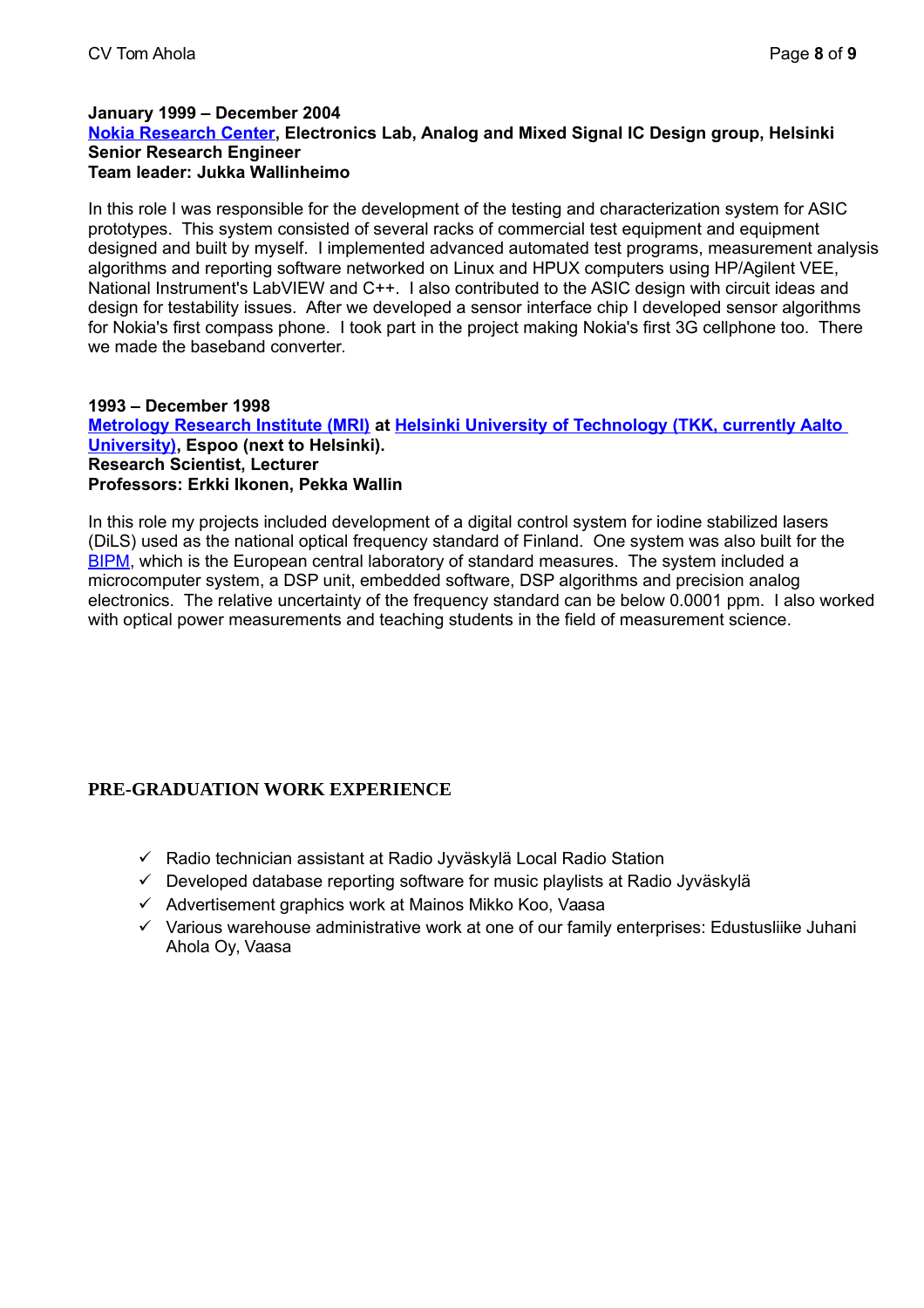**January 1999 – December 2004**
**Nokia Research Center, Electronics Lab, Analog and Mixed Signal IC Design group, Helsinki**
**Senior Research Engineer**
**Team leader: Jukka Wallinheimo**

In this role I was responsible for the development of the testing and characterization system for ASIC prototypes. This system consisted of several racks of commercial test equipment and equipment designed and built by myself. I implemented advanced automated test programs, measurement analysis algorithms and reporting software networked on Linux and HPUX computers using HP/Agilent VEE, National Instrument's LabVIEW and C++. I also contributed to the ASIC design with circuit ideas and design for testability issues. After we developed a sensor interface chip I developed sensor algorithms for Nokia's first compass phone. I took part in the project making Nokia's first 3G cellphone too. There we made the baseband converter.

**1993 – December 1998**
**Metrology Research Institute (MRI) at Helsinki University of Technology (TKK, currently Aalto University), Espoo (next to Helsinki).**
**Research Scientist, Lecturer**
**Professors: Erkki Ikonen, Pekka Wallin**

In this role my projects included development of a digital control system for iodine stabilized lasers (DiLS) used as the national optical frequency standard of Finland. One system was also built for the BIPM, which is the European central laboratory of standard measures. The system included a microcomputer system, a DSP unit, embedded software, DSP algorithms and precision analog electronics. The relative uncertainty of the frequency standard can be below 0.0001 ppm. I also worked with optical power measurements and teaching students in the field of measurement science.

## PRE-GRADUATION WORK EXPERIENCE

- ✓ Radio technician assistant at Radio Jyväskylä Local Radio Station
- ✓ Developed database reporting software for music playlists at Radio Jyväskylä
- ✓ Advertisement graphics work at Mainos Mikko Koo, Vaasa
- ✓ Various warehouse administrative work at one of our family enterprises: Edustusliike Juhani Ahola Oy, Vaasa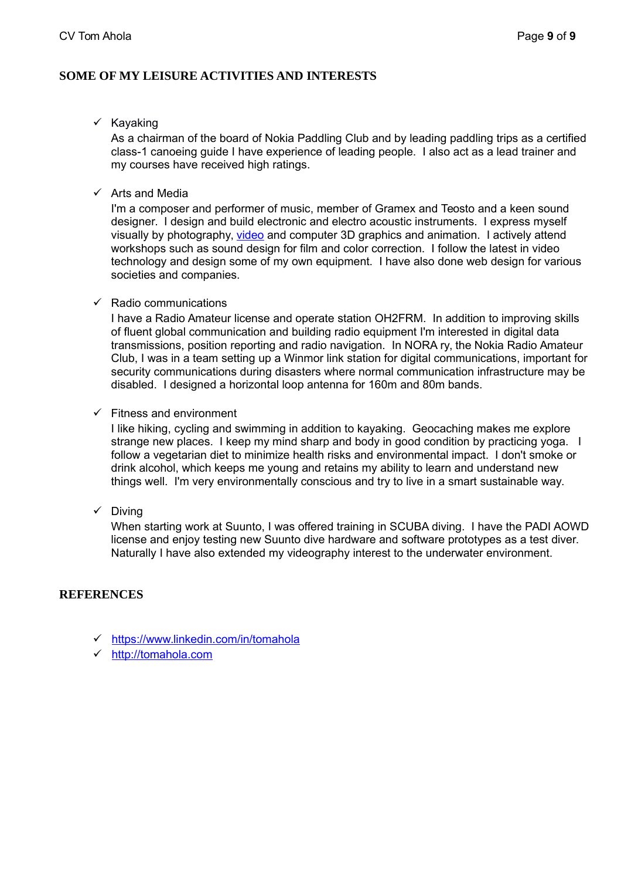## SOME OF MY LEISURE ACTIVITIES AND INTERESTS

- ✓ Kayaking
  As a chairman of the board of Nokia Paddling Club and by leading paddling trips as a certified class-1 canoeing guide I have experience of leading people.  I also act as a lead trainer and my courses have received high ratings.

- ✓ Arts and Media
  I'm a composer and performer of music, member of Gramex and Teosto and a keen sound designer.  I design and build electronic and electro acoustic instruments.  I express myself visually by photography, video and computer 3D graphics and animation.  I actively attend workshops such as sound design for film and color correction.  I follow the latest in video technology and design some of my own equipment.  I have also done web design for various societies and companies.

- ✓ Radio communications
  I have a Radio Amateur license and operate station OH2FRM.  In addition to improving skills of fluent global communication and building radio equipment I'm interested in digital data transmissions, position reporting and radio navigation.  In NORA ry, the Nokia Radio Amateur Club, I was in a team setting up a Winmor link station for digital communications, important for security communications during disasters where normal communication infrastructure may be disabled.  I designed a horizontal loop antenna for 160m and 80m bands.

- ✓ Fitness and environment
  I like hiking, cycling and swimming in addition to kayaking.  Geocaching makes me explore strange new places.  I keep my mind sharp and body in good condition by practicing yoga.  I follow a vegetarian diet to minimize health risks and environmental impact.  I don't smoke or drink alcohol, which keeps me young and retains my ability to learn and understand new things well.  I'm very environmentally conscious and try to live in a smart sustainable way.

- ✓ Diving
  When starting work at Suunto, I was offered training in SCUBA diving.  I have the PADI AOWD license and enjoy testing new Suunto dive hardware and software prototypes as a test diver.  Naturally I have also extended my videography interest to the underwater environment.

## REFERENCES

- ✓ https://www.linkedin.com/in/tomahola
- ✓ http://tomahola.com